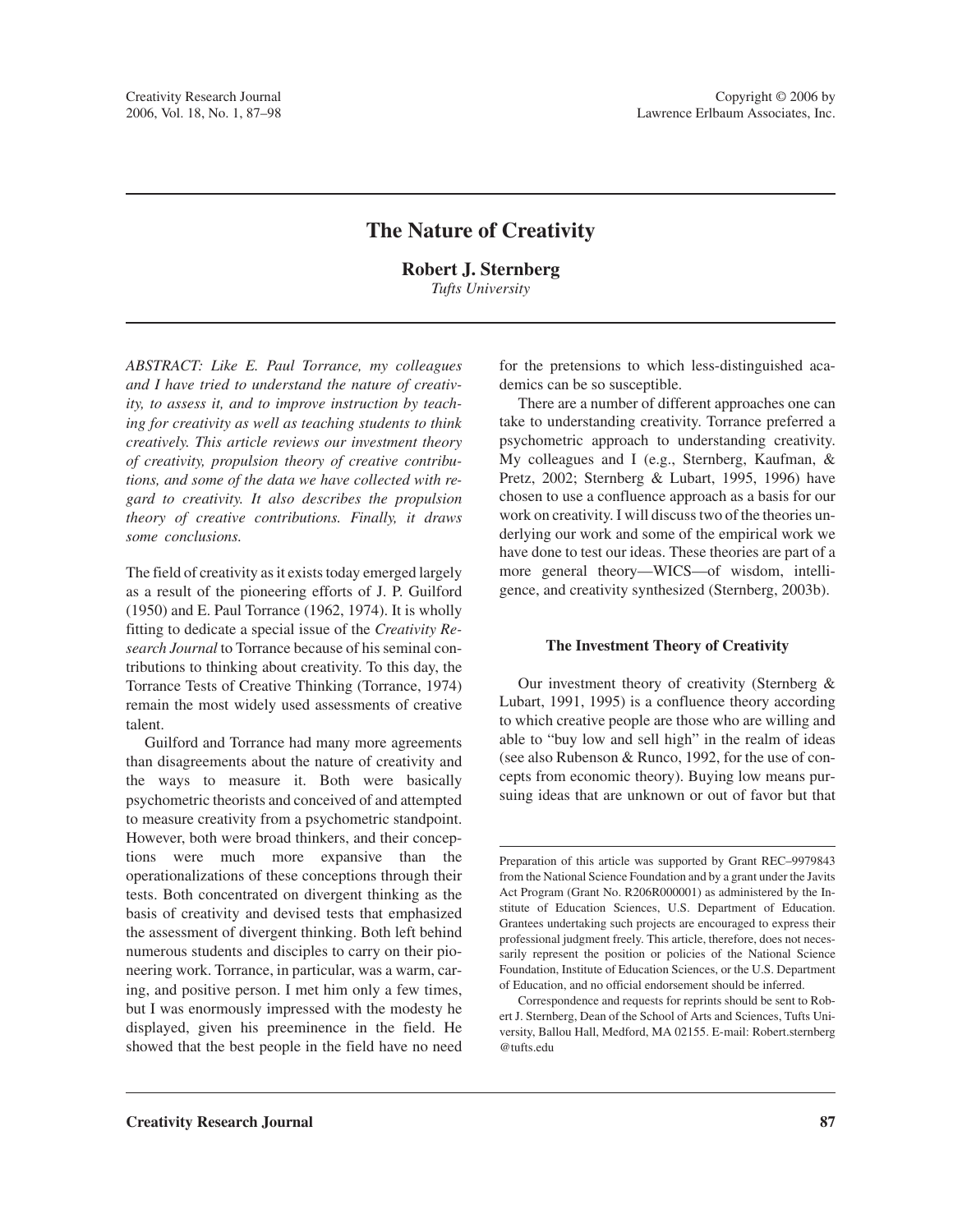# The Nature of Creativity

**Robert J. Sternberg**
*Tufts University*

*ABSTRACT: Like E. Paul Torrance, my colleagues and I have tried to understand the nature of creativity, to assess it, and to improve instruction by teaching for creativity as well as teaching students to think creatively. This article reviews our investment theory of creativity, propulsion theory of creative contributions, and some of the data we have collected with regard to creativity. It also describes the propulsion theory of creative contributions. Finally, it draws some conclusions.*

The field of creativity as it exists today emerged largely as a result of the pioneering efforts of J. P. Guilford (1950) and E. Paul Torrance (1962, 1974). It is wholly fitting to dedicate a special issue of the *Creativity Research Journal* to Torrance because of his seminal contributions to thinking about creativity. To this day, the Torrance Tests of Creative Thinking (Torrance, 1974) remain the most widely used assessments of creative talent.

Guilford and Torrance had many more agreements than disagreements about the nature of creativity and the ways to measure it. Both were basically psychometric theorists and conceived of and attempted to measure creativity from a psychometric standpoint. However, both were broad thinkers, and their conceptions were much more expansive than the operationalizations of these conceptions through their tests. Both concentrated on divergent thinking as the basis of creativity and devised tests that emphasized the assessment of divergent thinking. Both left behind numerous students and disciples to carry on their pioneering work. Torrance, in particular, was a warm, caring, and positive person. I met him only a few times, but I was enormously impressed with the modesty he displayed, given his preeminence in the field. He showed that the best people in the field have no need for the pretensions to which less-distinguished academics can be so susceptible.

There are a number of different approaches one can take to understanding creativity. Torrance preferred a psychometric approach to understanding creativity. My colleagues and I (e.g., Sternberg, Kaufman, & Pretz, 2002; Sternberg & Lubart, 1995, 1996) have chosen to use a confluence approach as a basis for our work on creativity. I will discuss two of the theories underlying our work and some of the empirical work we have done to test our ideas. These theories are part of a more general theory—WICS—of wisdom, intelligence, and creativity synthesized (Sternberg, 2003b).

## The Investment Theory of Creativity

Our investment theory of creativity (Sternberg & Lubart, 1991, 1995) is a confluence theory according to which creative people are those who are willing and able to "buy low and sell high" in the realm of ideas (see also Rubenson & Runco, 1992, for the use of concepts from economic theory). Buying low means pursuing ideas that are unknown or out of favor but that

---

Preparation of this article was supported by Grant REC–9979843 from the National Science Foundation and by a grant under the Javits Act Program (Grant No. R206R000001) as administered by the Institute of Education Sciences, U.S. Department of Education. Grantees undertaking such projects are encouraged to express their professional judgment freely. This article, therefore, does not necessarily represent the position or policies of the National Science Foundation, Institute of Education Sciences, or the U.S. Department of Education, and no official endorsement should be inferred.

Correspondence and requests for reprints should be sent to Robert J. Sternberg, Dean of the School of Arts and Sciences, Tufts University, Ballou Hall, Medford, MA 02155. E-mail: Robert.sternberg@tufts.edu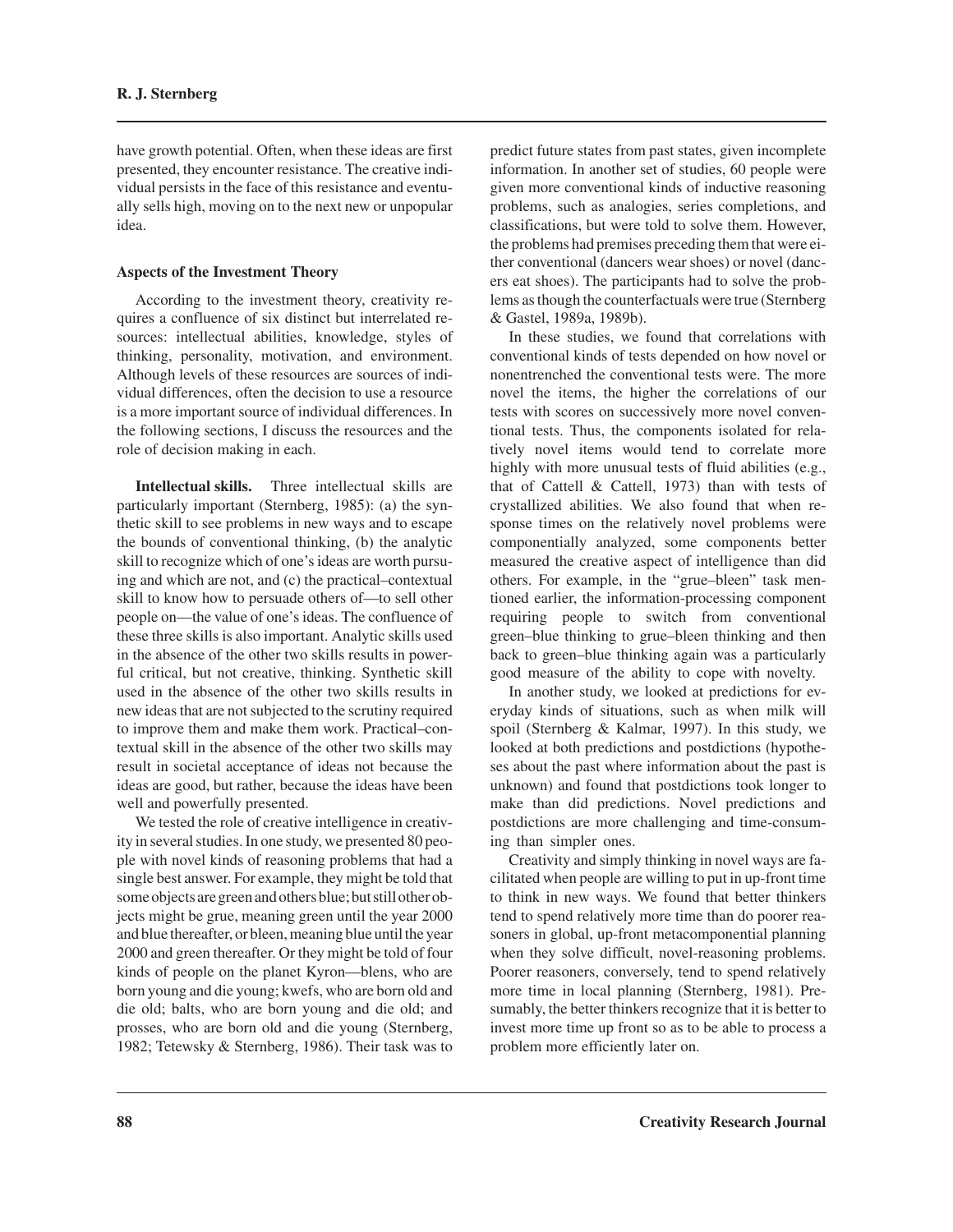have growth potential. Often, when these ideas are first presented, they encounter resistance. The creative individual persists in the face of this resistance and eventually sells high, moving on to the next new or unpopular idea.

### Aspects of the Investment Theory

According to the investment theory, creativity requires a confluence of six distinct but interrelated resources: intellectual abilities, knowledge, styles of thinking, personality, motivation, and environment. Although levels of these resources are sources of individual differences, often the decision to use a resource is a more important source of individual differences. In the following sections, I discuss the resources and the role of decision making in each.

**Intellectual skills.** Three intellectual skills are particularly important (Sternberg, 1985): (a) the synthetic skill to see problems in new ways and to escape the bounds of conventional thinking, (b) the analytic skill to recognize which of one's ideas are worth pursuing and which are not, and (c) the practical–contextual skill to know how to persuade others of—to sell other people on—the value of one's ideas. The confluence of these three skills is also important. Analytic skills used in the absence of the other two skills results in powerful critical, but not creative, thinking. Synthetic skill used in the absence of the other two skills results in new ideas that are not subjected to the scrutiny required to improve them and make them work. Practical–contextual skill in the absence of the other two skills may result in societal acceptance of ideas not because the ideas are good, but rather, because the ideas have been well and powerfully presented.

We tested the role of creative intelligence in creativity in several studies. In one study, we presented 80 people with novel kinds of reasoning problems that had a single best answer. For example, they might be told that some objects are green and others blue; but still other objects might be grue, meaning green until the year 2000 and blue thereafter, or bleen, meaning blue until the year 2000 and green thereafter. Or they might be told of four kinds of people on the planet Kyron—blens, who are born young and die young; kwefs, who are born old and die old; balts, who are born young and die old; and prosses, who are born old and die young (Sternberg, 1982; Tetewsky & Sternberg, 1986). Their task was to predict future states from past states, given incomplete information. In another set of studies, 60 people were given more conventional kinds of inductive reasoning problems, such as analogies, series completions, and classifications, but were told to solve them. However, the problems had premises preceding them that were either conventional (dancers wear shoes) or novel (dancers eat shoes). The participants had to solve the problems as though the counterfactuals were true (Sternberg & Gastel, 1989a, 1989b).

In these studies, we found that correlations with conventional kinds of tests depended on how novel or nonentrenched the conventional tests were. The more novel the items, the higher the correlations of our tests with scores on successively more novel conventional tests. Thus, the components isolated for relatively novel items would tend to correlate more highly with more unusual tests of fluid abilities (e.g., that of Cattell & Cattell, 1973) than with tests of crystallized abilities. We also found that when response times on the relatively novel problems were componentially analyzed, some components better measured the creative aspect of intelligence than did others. For example, in the "grue–bleen" task mentioned earlier, the information-processing component requiring people to switch from conventional green–blue thinking to grue–bleen thinking and then back to green–blue thinking again was a particularly good measure of the ability to cope with novelty.

In another study, we looked at predictions for everyday kinds of situations, such as when milk will spoil (Sternberg & Kalmar, 1997). In this study, we looked at both predictions and postdictions (hypotheses about the past where information about the past is unknown) and found that postdictions took longer to make than did predictions. Novel predictions and postdictions are more challenging and time-consuming than simpler ones.

Creativity and simply thinking in novel ways are facilitated when people are willing to put in up-front time to think in new ways. We found that better thinkers tend to spend relatively more time than do poorer reasoners in global, up-front metacomponential planning when they solve difficult, novel-reasoning problems. Poorer reasoners, conversely, tend to spend relatively more time in local planning (Sternberg, 1981). Presumably, the better thinkers recognize that it is better to invest more time up front so as to be able to process a problem more efficiently later on.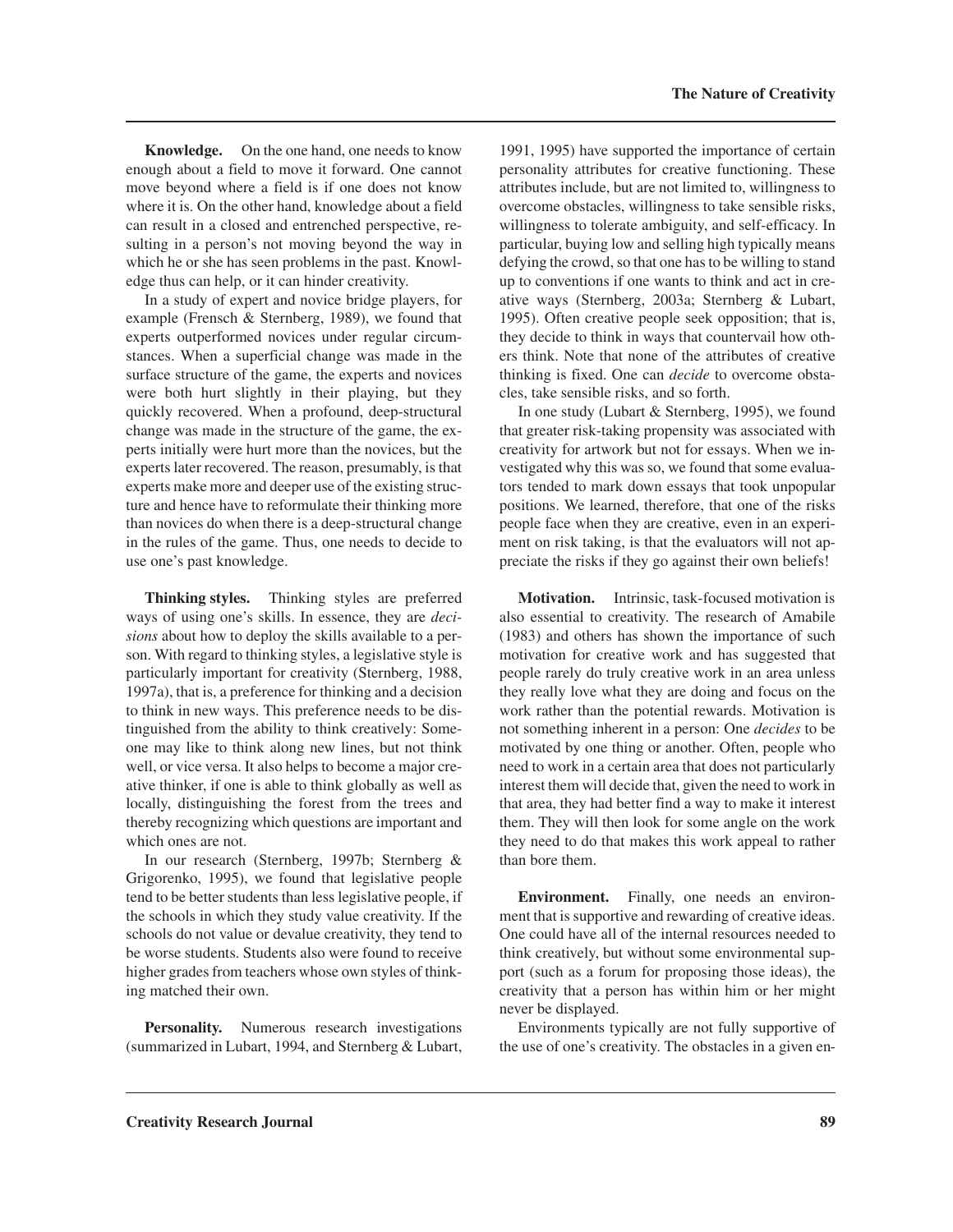**Knowledge.** On the one hand, one needs to know enough about a field to move it forward. One cannot move beyond where a field is if one does not know where it is. On the other hand, knowledge about a field can result in a closed and entrenched perspective, resulting in a person's not moving beyond the way in which he or she has seen problems in the past. Knowledge thus can help, or it can hinder creativity.

In a study of expert and novice bridge players, for example (Frensch & Sternberg, 1989), we found that experts outperformed novices under regular circumstances. When a superficial change was made in the surface structure of the game, the experts and novices were both hurt slightly in their playing, but they quickly recovered. When a profound, deep-structural change was made in the structure of the game, the experts initially were hurt more than the novices, but the experts later recovered. The reason, presumably, is that experts make more and deeper use of the existing structure and hence have to reformulate their thinking more than novices do when there is a deep-structural change in the rules of the game. Thus, one needs to decide to use one's past knowledge.

**Thinking styles.** Thinking styles are preferred ways of using one's skills. In essence, they are *decisions* about how to deploy the skills available to a person. With regard to thinking styles, a legislative style is particularly important for creativity (Sternberg, 1988, 1997a), that is, a preference for thinking and a decision to think in new ways. This preference needs to be distinguished from the ability to think creatively: Someone may like to think along new lines, but not think well, or vice versa. It also helps to become a major creative thinker, if one is able to think globally as well as locally, distinguishing the forest from the trees and thereby recognizing which questions are important and which ones are not.

In our research (Sternberg, 1997b; Sternberg & Grigorenko, 1995), we found that legislative people tend to be better students than less legislative people, if the schools in which they study value creativity. If the schools do not value or devalue creativity, they tend to be worse students. Students also were found to receive higher grades from teachers whose own styles of thinking matched their own.

**Personality.** Numerous research investigations (summarized in Lubart, 1994, and Sternberg & Lubart, 1991, 1995) have supported the importance of certain personality attributes for creative functioning. These attributes include, but are not limited to, willingness to overcome obstacles, willingness to take sensible risks, willingness to tolerate ambiguity, and self-efficacy. In particular, buying low and selling high typically means defying the crowd, so that one has to be willing to stand up to conventions if one wants to think and act in creative ways (Sternberg, 2003a; Sternberg & Lubart, 1995). Often creative people seek opposition; that is, they decide to think in ways that countervail how others think. Note that none of the attributes of creative thinking is fixed. One can *decide* to overcome obstacles, take sensible risks, and so forth.

In one study (Lubart & Sternberg, 1995), we found that greater risk-taking propensity was associated with creativity for artwork but not for essays. When we investigated why this was so, we found that some evaluators tended to mark down essays that took unpopular positions. We learned, therefore, that one of the risks people face when they are creative, even in an experiment on risk taking, is that the evaluators will not appreciate the risks if they go against their own beliefs!

**Motivation.** Intrinsic, task-focused motivation is also essential to creativity. The research of Amabile (1983) and others has shown the importance of such motivation for creative work and has suggested that people rarely do truly creative work in an area unless they really love what they are doing and focus on the work rather than the potential rewards. Motivation is not something inherent in a person: One *decides* to be motivated by one thing or another. Often, people who need to work in a certain area that does not particularly interest them will decide that, given the need to work in that area, they had better find a way to make it interest them. They will then look for some angle on the work they need to do that makes this work appeal to rather than bore them.

**Environment.** Finally, one needs an environment that is supportive and rewarding of creative ideas. One could have all of the internal resources needed to think creatively, but without some environmental support (such as a forum for proposing those ideas), the creativity that a person has within him or her might never be displayed.

Environments typically are not fully supportive of the use of one's creativity. The obstacles in a given en-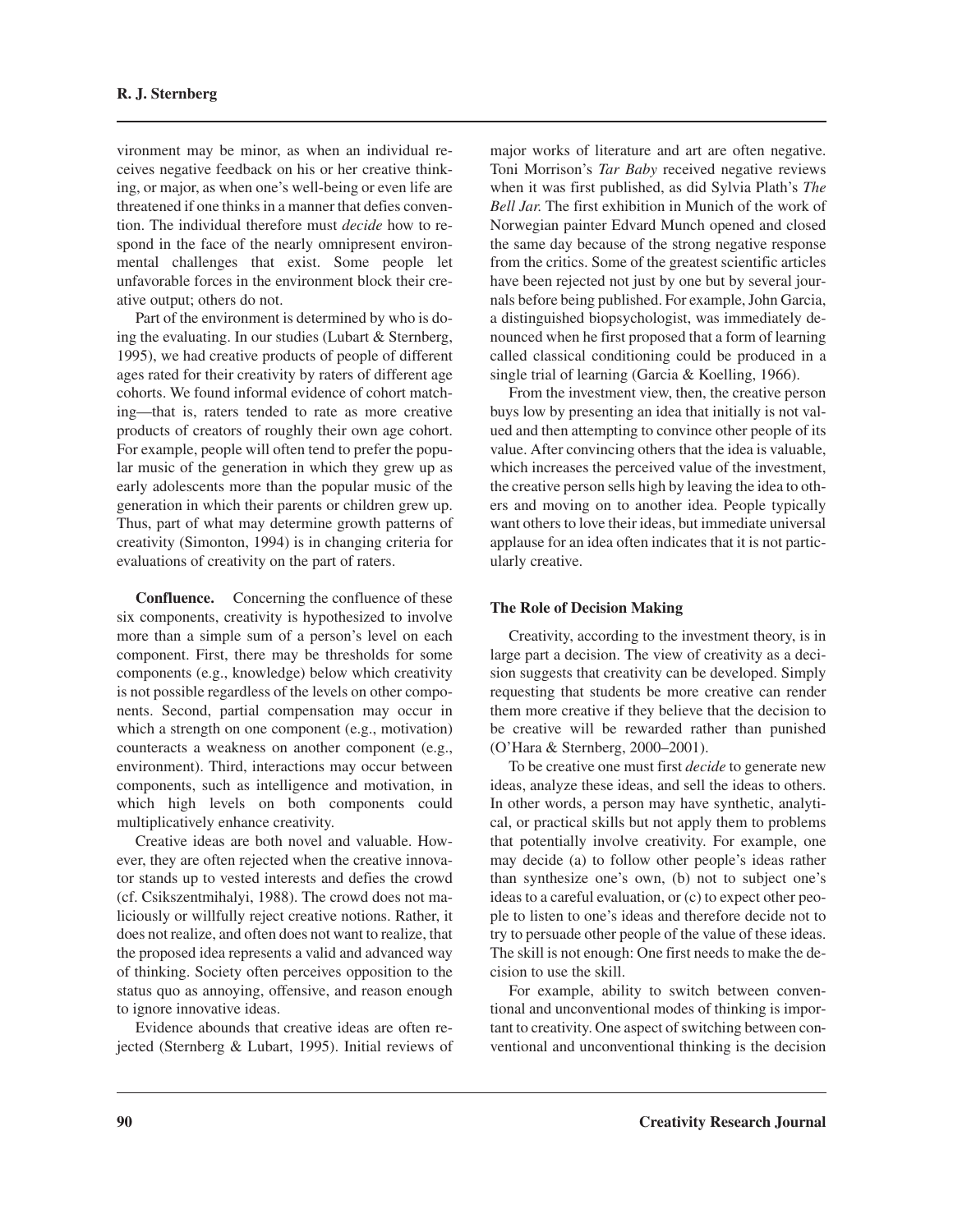vironment may be minor, as when an individual receives negative feedback on his or her creative thinking, or major, as when one's well-being or even life are threatened if one thinks in a manner that defies convention. The individual therefore must *decide* how to respond in the face of the nearly omnipresent environmental challenges that exist. Some people let unfavorable forces in the environment block their creative output; others do not.

Part of the environment is determined by who is doing the evaluating. In our studies (Lubart & Sternberg, 1995), we had creative products of people of different ages rated for their creativity by raters of different age cohorts. We found informal evidence of cohort matching—that is, raters tended to rate as more creative products of creators of roughly their own age cohort. For example, people will often tend to prefer the popular music of the generation in which they grew up as early adolescents more than the popular music of the generation in which their parents or children grew up. Thus, part of what may determine growth patterns of creativity (Simonton, 1994) is in changing criteria for evaluations of creativity on the part of raters.

**Confluence.** Concerning the confluence of these six components, creativity is hypothesized to involve more than a simple sum of a person's level on each component. First, there may be thresholds for some components (e.g., knowledge) below which creativity is not possible regardless of the levels on other components. Second, partial compensation may occur in which a strength on one component (e.g., motivation) counteracts a weakness on another component (e.g., environment). Third, interactions may occur between components, such as intelligence and motivation, in which high levels on both components could multiplicatively enhance creativity.

Creative ideas are both novel and valuable. However, they are often rejected when the creative innovator stands up to vested interests and defies the crowd (cf. Csikszentmihalyi, 1988). The crowd does not maliciously or willfully reject creative notions. Rather, it does not realize, and often does not want to realize, that the proposed idea represents a valid and advanced way of thinking. Society often perceives opposition to the status quo as annoying, offensive, and reason enough to ignore innovative ideas.

Evidence abounds that creative ideas are often rejected (Sternberg & Lubart, 1995). Initial reviews of major works of literature and art are often negative. Toni Morrison's *Tar Baby* received negative reviews when it was first published, as did Sylvia Plath's *The Bell Jar.* The first exhibition in Munich of the work of Norwegian painter Edvard Munch opened and closed the same day because of the strong negative response from the critics. Some of the greatest scientific articles have been rejected not just by one but by several journals before being published. For example, John Garcia, a distinguished biopsychologist, was immediately denounced when he first proposed that a form of learning called classical conditioning could be produced in a single trial of learning (Garcia & Koelling, 1966).

From the investment view, then, the creative person buys low by presenting an idea that initially is not valued and then attempting to convince other people of its value. After convincing others that the idea is valuable, which increases the perceived value of the investment, the creative person sells high by leaving the idea to others and moving on to another idea. People typically want others to love their ideas, but immediate universal applause for an idea often indicates that it is not particularly creative.

### The Role of Decision Making

Creativity, according to the investment theory, is in large part a decision. The view of creativity as a decision suggests that creativity can be developed. Simply requesting that students be more creative can render them more creative if they believe that the decision to be creative will be rewarded rather than punished (O'Hara & Sternberg, 2000–2001).

To be creative one must first *decide* to generate new ideas, analyze these ideas, and sell the ideas to others. In other words, a person may have synthetic, analytical, or practical skills but not apply them to problems that potentially involve creativity. For example, one may decide (a) to follow other people's ideas rather than synthesize one's own, (b) not to subject one's ideas to a careful evaluation, or (c) to expect other people to listen to one's ideas and therefore decide not to try to persuade other people of the value of these ideas. The skill is not enough: One first needs to make the decision to use the skill.

For example, ability to switch between conventional and unconventional modes of thinking is important to creativity. One aspect of switching between conventional and unconventional thinking is the decision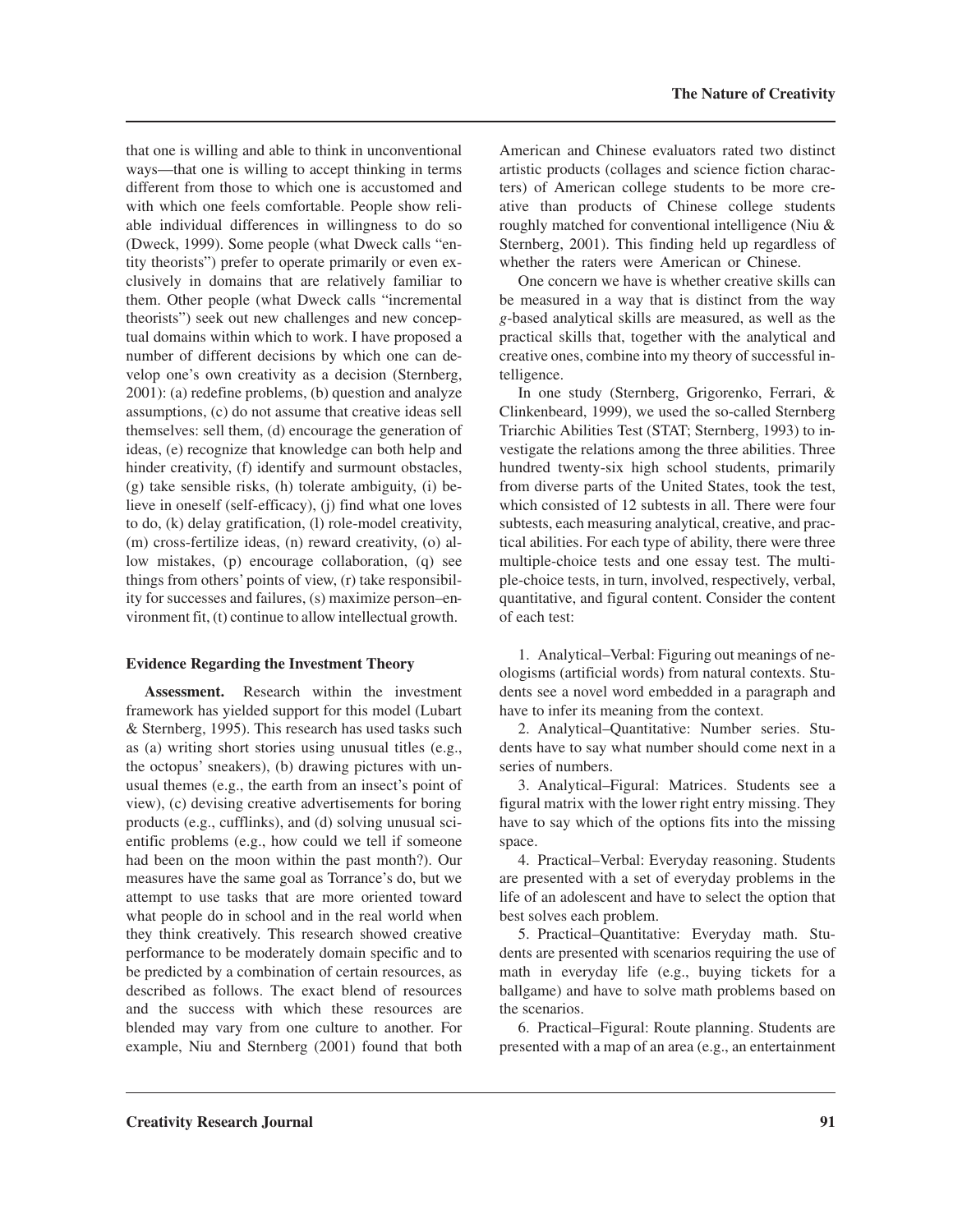that one is willing and able to think in unconventional ways—that one is willing to accept thinking in terms different from those to which one is accustomed and with which one feels comfortable. People show reliable individual differences in willingness to do so (Dweck, 1999). Some people (what Dweck calls "entity theorists") prefer to operate primarily or even exclusively in domains that are relatively familiar to them. Other people (what Dweck calls "incremental theorists") seek out new challenges and new conceptual domains within which to work. I have proposed a number of different decisions by which one can develop one's own creativity as a decision (Sternberg, 2001): (a) redefine problems, (b) question and analyze assumptions, (c) do not assume that creative ideas sell themselves: sell them, (d) encourage the generation of ideas, (e) recognize that knowledge can both help and hinder creativity, (f) identify and surmount obstacles, (g) take sensible risks, (h) tolerate ambiguity, (i) believe in oneself (self-efficacy), (j) find what one loves to do, (k) delay gratification, (l) role-model creativity, (m) cross-fertilize ideas, (n) reward creativity, (o) allow mistakes, (p) encourage collaboration, (q) see things from others' points of view, (r) take responsibility for successes and failures, (s) maximize person–environment fit, (t) continue to allow intellectual growth.

### Evidence Regarding the Investment Theory

**Assessment.** Research within the investment framework has yielded support for this model (Lubart & Sternberg, 1995). This research has used tasks such as (a) writing short stories using unusual titles (e.g., the octopus' sneakers), (b) drawing pictures with unusual themes (e.g., the earth from an insect's point of view), (c) devising creative advertisements for boring products (e.g., cufflinks), and (d) solving unusual scientific problems (e.g., how could we tell if someone had been on the moon within the past month?). Our measures have the same goal as Torrance's do, but we attempt to use tasks that are more oriented toward what people do in school and in the real world when they think creatively. This research showed creative performance to be moderately domain specific and to be predicted by a combination of certain resources, as described as follows. The exact blend of resources and the success with which these resources are blended may vary from one culture to another. For example, Niu and Sternberg (2001) found that both American and Chinese evaluators rated two distinct artistic products (collages and science fiction characters) of American college students to be more creative than products of Chinese college students roughly matched for conventional intelligence (Niu & Sternberg, 2001). This finding held up regardless of whether the raters were American or Chinese.

One concern we have is whether creative skills can be measured in a way that is distinct from the way *g*-based analytical skills are measured, as well as the practical skills that, together with the analytical and creative ones, combine into my theory of successful intelligence.

In one study (Sternberg, Grigorenko, Ferrari, & Clinkenbeard, 1999), we used the so-called Sternberg Triarchic Abilities Test (STAT; Sternberg, 1993) to investigate the relations among the three abilities. Three hundred twenty-six high school students, primarily from diverse parts of the United States, took the test, which consisted of 12 subtests in all. There were four subtests, each measuring analytical, creative, and practical abilities. For each type of ability, there were three multiple-choice tests and one essay test. The multiple-choice tests, in turn, involved, respectively, verbal, quantitative, and figural content. Consider the content of each test:

1. Analytical–Verbal: Figuring out meanings of neologisms (artificial words) from natural contexts. Students see a novel word embedded in a paragraph and have to infer its meaning from the context.

2. Analytical–Quantitative: Number series. Students have to say what number should come next in a series of numbers.

3. Analytical–Figural: Matrices. Students see a figural matrix with the lower right entry missing. They have to say which of the options fits into the missing space.

4. Practical–Verbal: Everyday reasoning. Students are presented with a set of everyday problems in the life of an adolescent and have to select the option that best solves each problem.

5. Practical–Quantitative: Everyday math. Students are presented with scenarios requiring the use of math in everyday life (e.g., buying tickets for a ballgame) and have to solve math problems based on the scenarios.

6. Practical–Figural: Route planning. Students are presented with a map of an area (e.g., an entertainment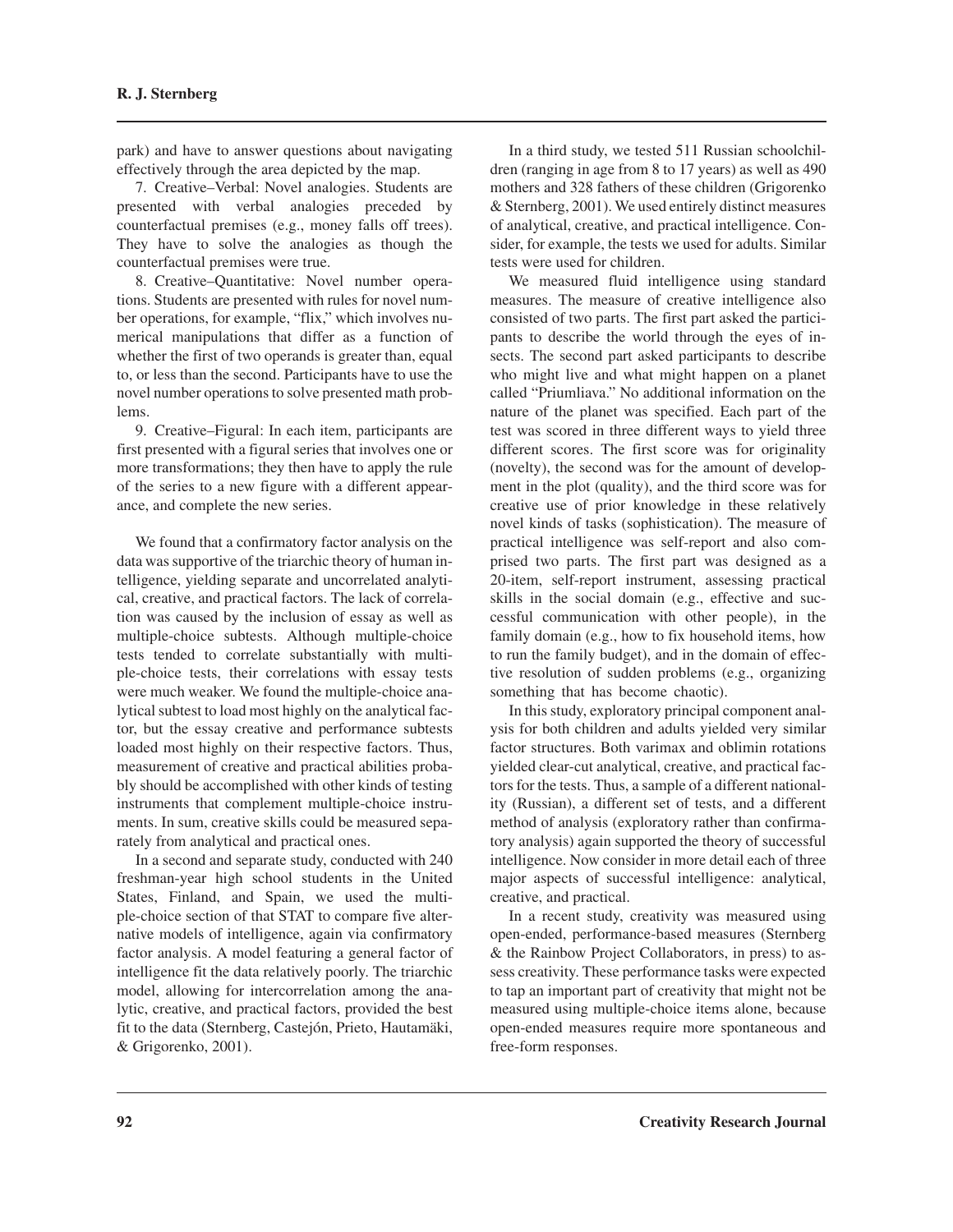park) and have to answer questions about navigating effectively through the area depicted by the map.

7. Creative–Verbal: Novel analogies. Students are presented with verbal analogies preceded by counterfactual premises (e.g., money falls off trees). They have to solve the analogies as though the counterfactual premises were true.

8. Creative–Quantitative: Novel number operations. Students are presented with rules for novel number operations, for example, "flix," which involves numerical manipulations that differ as a function of whether the first of two operands is greater than, equal to, or less than the second. Participants have to use the novel number operations to solve presented math problems.

9. Creative–Figural: In each item, participants are first presented with a figural series that involves one or more transformations; they then have to apply the rule of the series to a new figure with a different appearance, and complete the new series.

We found that a confirmatory factor analysis on the data was supportive of the triarchic theory of human intelligence, yielding separate and uncorrelated analytical, creative, and practical factors. The lack of correlation was caused by the inclusion of essay as well as multiple-choice subtests. Although multiple-choice tests tended to correlate substantially with multiple-choice tests, their correlations with essay tests were much weaker. We found the multiple-choice analytical subtest to load most highly on the analytical factor, but the essay creative and performance subtests loaded most highly on their respective factors. Thus, measurement of creative and practical abilities probably should be accomplished with other kinds of testing instruments that complement multiple-choice instruments. In sum, creative skills could be measured separately from analytical and practical ones.

In a second and separate study, conducted with 240 freshman-year high school students in the United States, Finland, and Spain, we used the multiple-choice section of that STAT to compare five alternative models of intelligence, again via confirmatory factor analysis. A model featuring a general factor of intelligence fit the data relatively poorly. The triarchic model, allowing for intercorrelation among the analytic, creative, and practical factors, provided the best fit to the data (Sternberg, Castejón, Prieto, Hautamäki, & Grigorenko, 2001).

In a third study, we tested 511 Russian schoolchildren (ranging in age from 8 to 17 years) as well as 490 mothers and 328 fathers of these children (Grigorenko & Sternberg, 2001). We used entirely distinct measures of analytical, creative, and practical intelligence. Consider, for example, the tests we used for adults. Similar tests were used for children.

We measured fluid intelligence using standard measures. The measure of creative intelligence also consisted of two parts. The first part asked the participants to describe the world through the eyes of insects. The second part asked participants to describe who might live and what might happen on a planet called "Priumliava." No additional information on the nature of the planet was specified. Each part of the test was scored in three different ways to yield three different scores. The first score was for originality (novelty), the second was for the amount of development in the plot (quality), and the third score was for creative use of prior knowledge in these relatively novel kinds of tasks (sophistication). The measure of practical intelligence was self-report and also comprised two parts. The first part was designed as a 20-item, self-report instrument, assessing practical skills in the social domain (e.g., effective and successful communication with other people), in the family domain (e.g., how to fix household items, how to run the family budget), and in the domain of effective resolution of sudden problems (e.g., organizing something that has become chaotic).

In this study, exploratory principal component analysis for both children and adults yielded very similar factor structures. Both varimax and oblimin rotations yielded clear-cut analytical, creative, and practical factors for the tests. Thus, a sample of a different nationality (Russian), a different set of tests, and a different method of analysis (exploratory rather than confirmatory analysis) again supported the theory of successful intelligence. Now consider in more detail each of three major aspects of successful intelligence: analytical, creative, and practical.

In a recent study, creativity was measured using open-ended, performance-based measures (Sternberg & the Rainbow Project Collaborators, in press) to assess creativity. These performance tasks were expected to tap an important part of creativity that might not be measured using multiple-choice items alone, because open-ended measures require more spontaneous and free-form responses.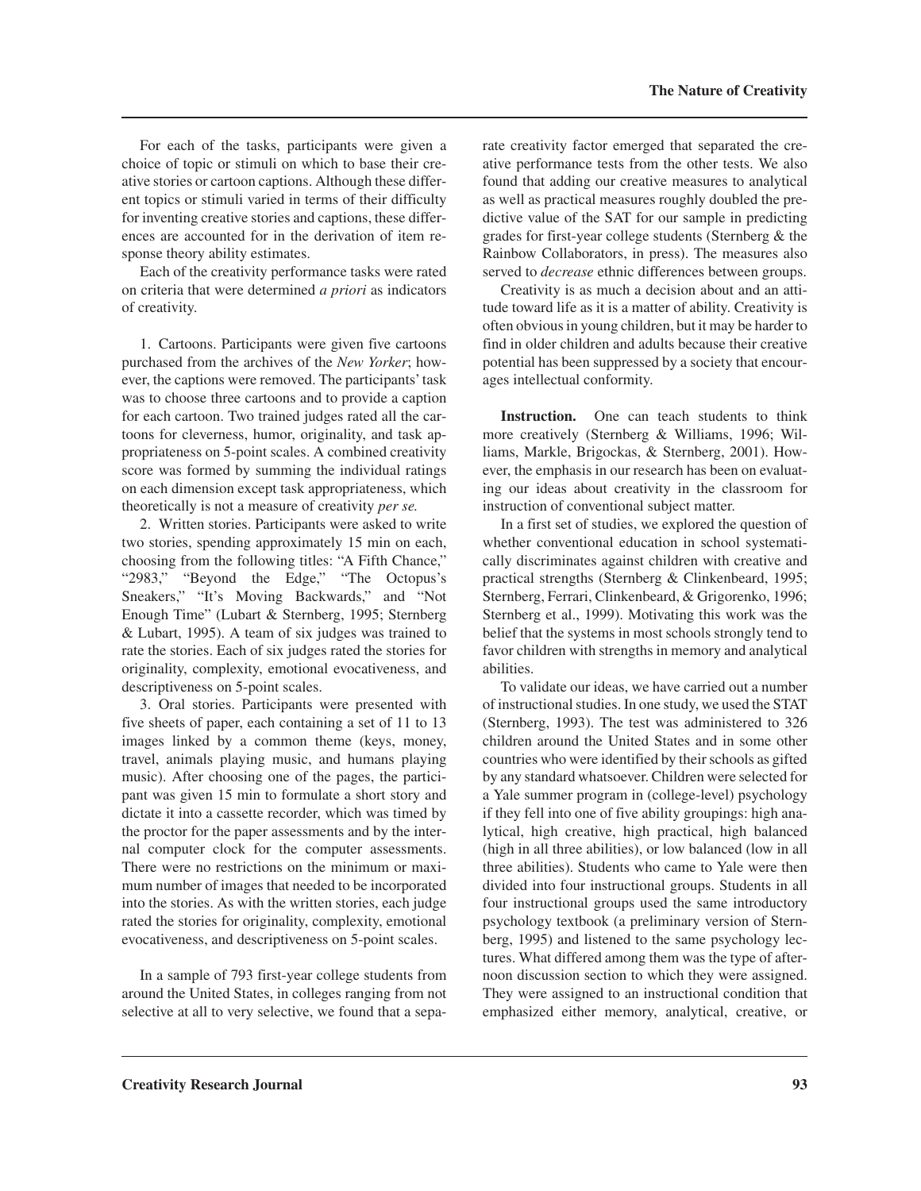For each of the tasks, participants were given a choice of topic or stimuli on which to base their creative stories or cartoon captions. Although these different topics or stimuli varied in terms of their difficulty for inventing creative stories and captions, these differences are accounted for in the derivation of item response theory ability estimates.

Each of the creativity performance tasks were rated on criteria that were determined *a priori* as indicators of creativity.

1. Cartoons. Participants were given five cartoons purchased from the archives of the *New Yorker*; however, the captions were removed. The participants' task was to choose three cartoons and to provide a caption for each cartoon. Two trained judges rated all the cartoons for cleverness, humor, originality, and task appropriateness on 5-point scales. A combined creativity score was formed by summing the individual ratings on each dimension except task appropriateness, which theoretically is not a measure of creativity *per se.*

2. Written stories. Participants were asked to write two stories, spending approximately 15 min on each, choosing from the following titles: "A Fifth Chance," "2983," "Beyond the Edge," "The Octopus's Sneakers," "It's Moving Backwards," and "Not Enough Time" (Lubart & Sternberg, 1995; Sternberg & Lubart, 1995). A team of six judges was trained to rate the stories. Each of six judges rated the stories for originality, complexity, emotional evocativeness, and descriptiveness on 5-point scales.

3. Oral stories. Participants were presented with five sheets of paper, each containing a set of 11 to 13 images linked by a common theme (keys, money, travel, animals playing music, and humans playing music). After choosing one of the pages, the participant was given 15 min to formulate a short story and dictate it into a cassette recorder, which was timed by the proctor for the paper assessments and by the internal computer clock for the computer assessments. There were no restrictions on the minimum or maximum number of images that needed to be incorporated into the stories. As with the written stories, each judge rated the stories for originality, complexity, emotional evocativeness, and descriptiveness on 5-point scales.

In a sample of 793 first-year college students from around the United States, in colleges ranging from not selective at all to very selective, we found that a separate creativity factor emerged that separated the creative performance tests from the other tests. We also found that adding our creative measures to analytical as well as practical measures roughly doubled the predictive value of the SAT for our sample in predicting grades for first-year college students (Sternberg & the Rainbow Collaborators, in press). The measures also served to *decrease* ethnic differences between groups.

Creativity is as much a decision about and an attitude toward life as it is a matter of ability. Creativity is often obvious in young children, but it may be harder to find in older children and adults because their creative potential has been suppressed by a society that encourages intellectual conformity.

**Instruction.** One can teach students to think more creatively (Sternberg & Williams, 1996; Williams, Markle, Brigockas, & Sternberg, 2001). However, the emphasis in our research has been on evaluating our ideas about creativity in the classroom for instruction of conventional subject matter.

In a first set of studies, we explored the question of whether conventional education in school systematically discriminates against children with creative and practical strengths (Sternberg & Clinkenbeard, 1995; Sternberg, Ferrari, Clinkenbeard, & Grigorenko, 1996; Sternberg et al., 1999). Motivating this work was the belief that the systems in most schools strongly tend to favor children with strengths in memory and analytical abilities.

To validate our ideas, we have carried out a number of instructional studies. In one study, we used the STAT (Sternberg, 1993). The test was administered to 326 children around the United States and in some other countries who were identified by their schools as gifted by any standard whatsoever. Children were selected for a Yale summer program in (college-level) psychology if they fell into one of five ability groupings: high analytical, high creative, high practical, high balanced (high in all three abilities), or low balanced (low in all three abilities). Students who came to Yale were then divided into four instructional groups. Students in all four instructional groups used the same introductory psychology textbook (a preliminary version of Sternberg, 1995) and listened to the same psychology lectures. What differed among them was the type of afternoon discussion section to which they were assigned. They were assigned to an instructional condition that emphasized either memory, analytical, creative, or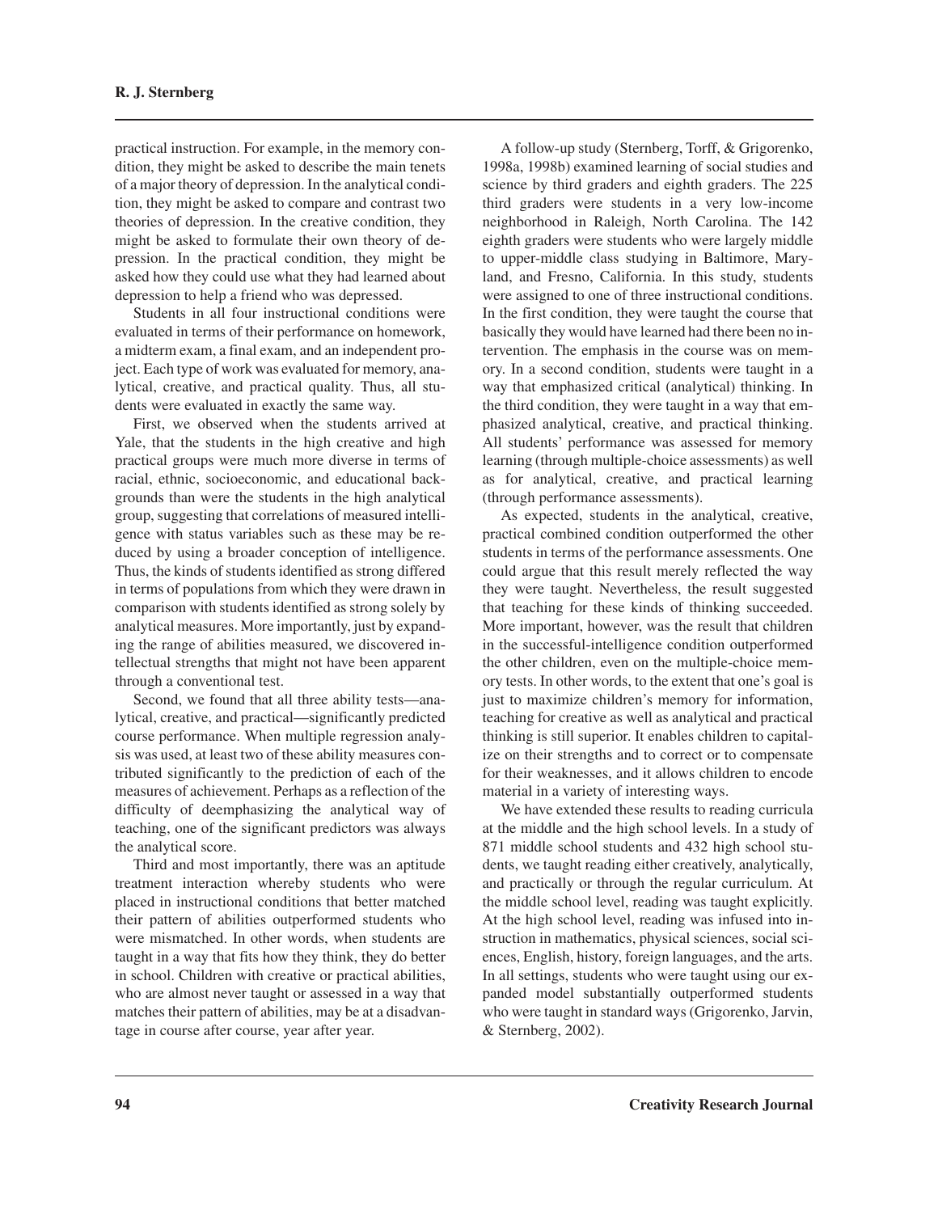practical instruction. For example, in the memory condition, they might be asked to describe the main tenets of a major theory of depression. In the analytical condition, they might be asked to compare and contrast two theories of depression. In the creative condition, they might be asked to formulate their own theory of depression. In the practical condition, they might be asked how they could use what they had learned about depression to help a friend who was depressed.

Students in all four instructional conditions were evaluated in terms of their performance on homework, a midterm exam, a final exam, and an independent project. Each type of work was evaluated for memory, analytical, creative, and practical quality. Thus, all students were evaluated in exactly the same way.

First, we observed when the students arrived at Yale, that the students in the high creative and high practical groups were much more diverse in terms of racial, ethnic, socioeconomic, and educational backgrounds than were the students in the high analytical group, suggesting that correlations of measured intelligence with status variables such as these may be reduced by using a broader conception of intelligence. Thus, the kinds of students identified as strong differed in terms of populations from which they were drawn in comparison with students identified as strong solely by analytical measures. More importantly, just by expanding the range of abilities measured, we discovered intellectual strengths that might not have been apparent through a conventional test.

Second, we found that all three ability tests—analytical, creative, and practical—significantly predicted course performance. When multiple regression analysis was used, at least two of these ability measures contributed significantly to the prediction of each of the measures of achievement. Perhaps as a reflection of the difficulty of deemphasizing the analytical way of teaching, one of the significant predictors was always the analytical score.

Third and most importantly, there was an aptitude treatment interaction whereby students who were placed in instructional conditions that better matched their pattern of abilities outperformed students who were mismatched. In other words, when students are taught in a way that fits how they think, they do better in school. Children with creative or practical abilities, who are almost never taught or assessed in a way that matches their pattern of abilities, may be at a disadvantage in course after course, year after year.

A follow-up study (Sternberg, Torff, & Grigorenko, 1998a, 1998b) examined learning of social studies and science by third graders and eighth graders. The 225 third graders were students in a very low-income neighborhood in Raleigh, North Carolina. The 142 eighth graders were students who were largely middle to upper-middle class studying in Baltimore, Maryland, and Fresno, California. In this study, students were assigned to one of three instructional conditions. In the first condition, they were taught the course that basically they would have learned had there been no intervention. The emphasis in the course was on memory. In a second condition, students were taught in a way that emphasized critical (analytical) thinking. In the third condition, they were taught in a way that emphasized analytical, creative, and practical thinking. All students' performance was assessed for memory learning (through multiple-choice assessments) as well as for analytical, creative, and practical learning (through performance assessments).

As expected, students in the analytical, creative, practical combined condition outperformed the other students in terms of the performance assessments. One could argue that this result merely reflected the way they were taught. Nevertheless, the result suggested that teaching for these kinds of thinking succeeded. More important, however, was the result that children in the successful-intelligence condition outperformed the other children, even on the multiple-choice memory tests. In other words, to the extent that one's goal is just to maximize children's memory for information, teaching for creative as well as analytical and practical thinking is still superior. It enables children to capitalize on their strengths and to correct or to compensate for their weaknesses, and it allows children to encode material in a variety of interesting ways.

We have extended these results to reading curricula at the middle and the high school levels. In a study of 871 middle school students and 432 high school students, we taught reading either creatively, analytically, and practically or through the regular curriculum. At the middle school level, reading was taught explicitly. At the high school level, reading was infused into instruction in mathematics, physical sciences, social sciences, English, history, foreign languages, and the arts. In all settings, students who were taught using our expanded model substantially outperformed students who were taught in standard ways (Grigorenko, Jarvin, & Sternberg, 2002).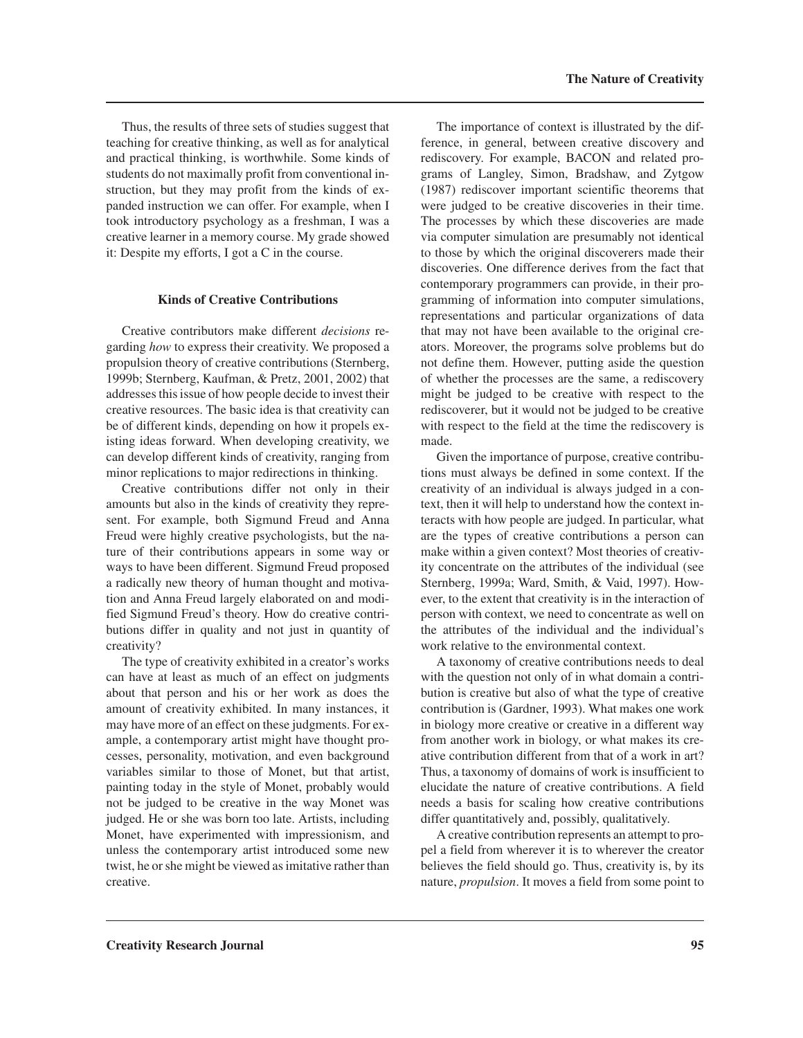Thus, the results of three sets of studies suggest that teaching for creative thinking, as well as for analytical and practical thinking, is worthwhile. Some kinds of students do not maximally profit from conventional instruction, but they may profit from the kinds of expanded instruction we can offer. For example, when I took introductory psychology as a freshman, I was a creative learner in a memory course. My grade showed it: Despite my efforts, I got a C in the course.

## Kinds of Creative Contributions

Creative contributors make different *decisions* regarding *how* to express their creativity. We proposed a propulsion theory of creative contributions (Sternberg, 1999b; Sternberg, Kaufman, & Pretz, 2001, 2002) that addresses this issue of how people decide to invest their creative resources. The basic idea is that creativity can be of different kinds, depending on how it propels existing ideas forward. When developing creativity, we can develop different kinds of creativity, ranging from minor replications to major redirections in thinking.

Creative contributions differ not only in their amounts but also in the kinds of creativity they represent. For example, both Sigmund Freud and Anna Freud were highly creative psychologists, but the nature of their contributions appears in some way or ways to have been different. Sigmund Freud proposed a radically new theory of human thought and motivation and Anna Freud largely elaborated on and modified Sigmund Freud's theory. How do creative contributions differ in quality and not just in quantity of creativity?

The type of creativity exhibited in a creator's works can have at least as much of an effect on judgments about that person and his or her work as does the amount of creativity exhibited. In many instances, it may have more of an effect on these judgments. For example, a contemporary artist might have thought processes, personality, motivation, and even background variables similar to those of Monet, but that artist, painting today in the style of Monet, probably would not be judged to be creative in the way Monet was judged. He or she was born too late. Artists, including Monet, have experimented with impressionism, and unless the contemporary artist introduced some new twist, he or she might be viewed as imitative rather than creative.

The importance of context is illustrated by the difference, in general, between creative discovery and rediscovery. For example, BACON and related programs of Langley, Simon, Bradshaw, and Zytgow (1987) rediscover important scientific theorems that were judged to be creative discoveries in their time. The processes by which these discoveries are made via computer simulation are presumably not identical to those by which the original discoverers made their discoveries. One difference derives from the fact that contemporary programmers can provide, in their programming of information into computer simulations, representations and particular organizations of data that may not have been available to the original creators. Moreover, the programs solve problems but do not define them. However, putting aside the question of whether the processes are the same, a rediscovery might be judged to be creative with respect to the rediscoverer, but it would not be judged to be creative with respect to the field at the time the rediscovery is made.

Given the importance of purpose, creative contributions must always be defined in some context. If the creativity of an individual is always judged in a context, then it will help to understand how the context interacts with how people are judged. In particular, what are the types of creative contributions a person can make within a given context? Most theories of creativity concentrate on the attributes of the individual (see Sternberg, 1999a; Ward, Smith, & Vaid, 1997). However, to the extent that creativity is in the interaction of person with context, we need to concentrate as well on the attributes of the individual and the individual's work relative to the environmental context.

A taxonomy of creative contributions needs to deal with the question not only of in what domain a contribution is creative but also of what the type of creative contribution is (Gardner, 1993). What makes one work in biology more creative or creative in a different way from another work in biology, or what makes its creative contribution different from that of a work in art? Thus, a taxonomy of domains of work is insufficient to elucidate the nature of creative contributions. A field needs a basis for scaling how creative contributions differ quantitatively and, possibly, qualitatively.

A creative contribution represents an attempt to propel a field from wherever it is to wherever the creator believes the field should go. Thus, creativity is, by its nature, *propulsion*. It moves a field from some point to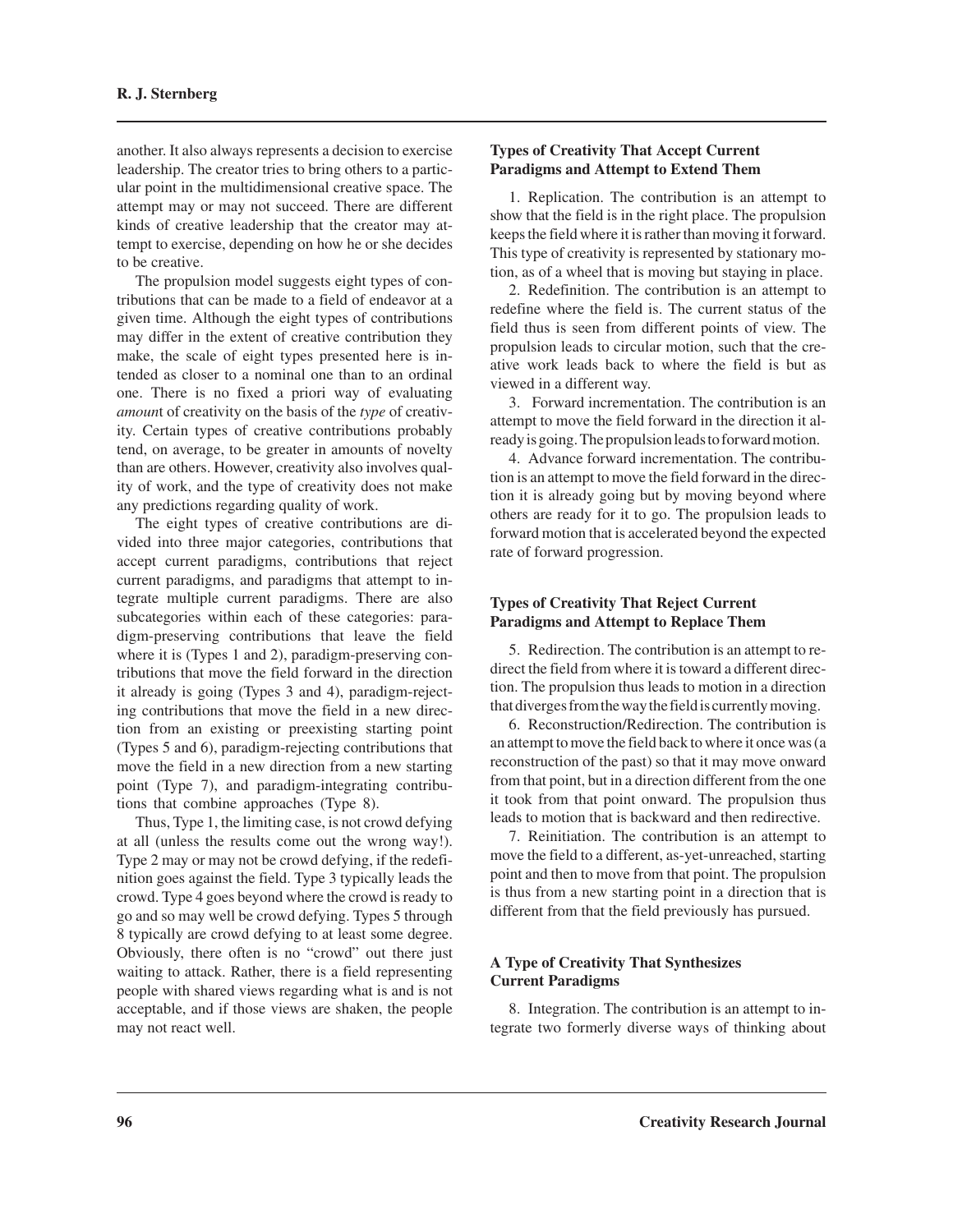another. It also always represents a decision to exercise leadership. The creator tries to bring others to a particular point in the multidimensional creative space. The attempt may or may not succeed. There are different kinds of creative leadership that the creator may attempt to exercise, depending on how he or she decides to be creative.

The propulsion model suggests eight types of contributions that can be made to a field of endeavor at a given time. Although the eight types of contributions may differ in the extent of creative contribution they make, the scale of eight types presented here is intended as closer to a nominal one than to an ordinal one. There is no fixed a priori way of evaluating *amount* of creativity on the basis of the *type* of creativity. Certain types of creative contributions probably tend, on average, to be greater in amounts of novelty than are others. However, creativity also involves quality of work, and the type of creativity does not make any predictions regarding quality of work.

The eight types of creative contributions are divided into three major categories, contributions that accept current paradigms, contributions that reject current paradigms, and paradigms that attempt to integrate multiple current paradigms. There are also subcategories within each of these categories: paradigm-preserving contributions that leave the field where it is (Types 1 and 2), paradigm-preserving contributions that move the field forward in the direction it already is going (Types 3 and 4), paradigm-rejecting contributions that move the field in a new direction from an existing or preexisting starting point (Types 5 and 6), paradigm-rejecting contributions that move the field in a new direction from a new starting point (Type 7), and paradigm-integrating contributions that combine approaches (Type 8).

Thus, Type 1, the limiting case, is not crowd defying at all (unless the results come out the wrong way!). Type 2 may or may not be crowd defying, if the redefinition goes against the field. Type 3 typically leads the crowd. Type 4 goes beyond where the crowd is ready to go and so may well be crowd defying. Types 5 through 8 typically are crowd defying to at least some degree. Obviously, there often is no "crowd" out there just waiting to attack. Rather, there is a field representing people with shared views regarding what is and is not acceptable, and if those views are shaken, the people may not react well.

### Types of Creativity That Accept Current Paradigms and Attempt to Extend Them

1. Replication. The contribution is an attempt to show that the field is in the right place. The propulsion keeps the field where it is rather than moving it forward. This type of creativity is represented by stationary motion, as of a wheel that is moving but staying in place.

2. Redefinition. The contribution is an attempt to redefine where the field is. The current status of the field thus is seen from different points of view. The propulsion leads to circular motion, such that the creative work leads back to where the field is but as viewed in a different way.

3. Forward incrementation. The contribution is an attempt to move the field forward in the direction it already is going. The propulsion leads to forward motion.

4. Advance forward incrementation. The contribution is an attempt to move the field forward in the direction it is already going but by moving beyond where others are ready for it to go. The propulsion leads to forward motion that is accelerated beyond the expected rate of forward progression.

### Types of Creativity That Reject Current Paradigms and Attempt to Replace Them

5. Redirection. The contribution is an attempt to redirect the field from where it is toward a different direction. The propulsion thus leads to motion in a direction that diverges from the way the field is currently moving.

6. Reconstruction/Redirection. The contribution is an attempt to move the field back to where it once was (a reconstruction of the past) so that it may move onward from that point, but in a direction different from the one it took from that point onward. The propulsion thus leads to motion that is backward and then redirective.

7. Reinitiation. The contribution is an attempt to move the field to a different, as-yet-unreached, starting point and then to move from that point. The propulsion is thus from a new starting point in a direction that is different from that the field previously has pursued.

### A Type of Creativity That Synthesizes Current Paradigms

8. Integration. The contribution is an attempt to integrate two formerly diverse ways of thinking about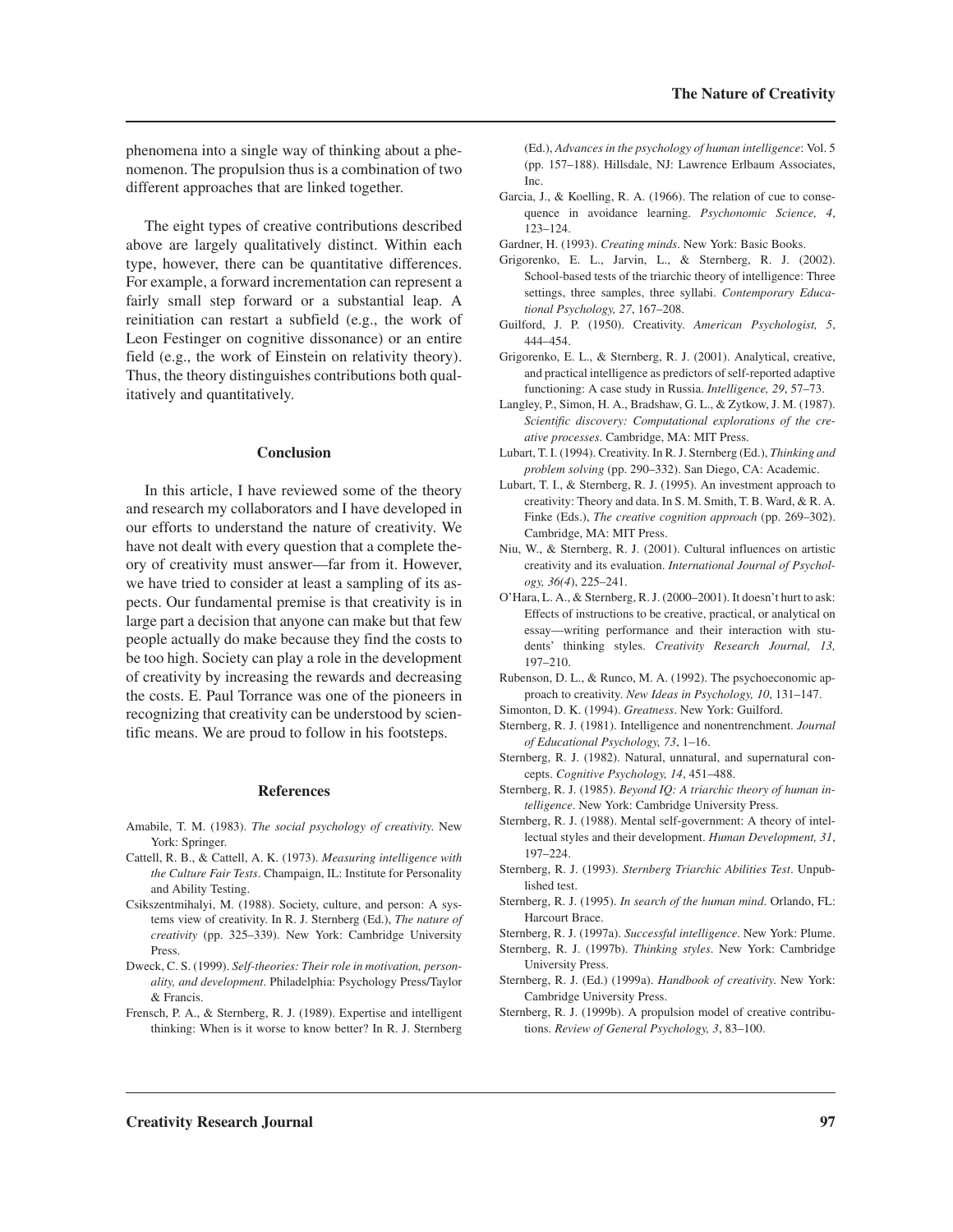phenomena into a single way of thinking about a phenomenon. The propulsion thus is a combination of two different approaches that are linked together.

The eight types of creative contributions described above are largely qualitatively distinct. Within each type, however, there can be quantitative differences. For example, a forward incrementation can represent a fairly small step forward or a substantial leap. A reinitiation can restart a subfield (e.g., the work of Leon Festinger on cognitive dissonance) or an entire field (e.g., the work of Einstein on relativity theory). Thus, the theory distinguishes contributions both qualitatively and quantitatively.

## Conclusion

In this article, I have reviewed some of the theory and research my collaborators and I have developed in our efforts to understand the nature of creativity. We have not dealt with every question that a complete theory of creativity must answer—far from it. However, we have tried to consider at least a sampling of its aspects. Our fundamental premise is that creativity is in large part a decision that anyone can make but that few people actually do make because they find the costs to be too high. Society can play a role in the development of creativity by increasing the rewards and decreasing the costs. E. Paul Torrance was one of the pioneers in recognizing that creativity can be understood by scientific means. We are proud to follow in his footsteps.

## References

Amabile, T. M. (1983). *The social psychology of creativity*. New York: Springer.

Cattell, R. B., & Cattell, A. K. (1973). *Measuring intelligence with the Culture Fair Tests*. Champaign, IL: Institute for Personality and Ability Testing.

Csikszentmihalyi, M. (1988). Society, culture, and person: A systems view of creativity. In R. J. Sternberg (Ed.), *The nature of creativity* (pp. 325–339). New York: Cambridge University Press.

Dweck, C. S. (1999). *Self-theories: Their role in motivation, personality, and development*. Philadelphia: Psychology Press/Taylor & Francis.

Frensch, P. A., & Sternberg, R. J. (1989). Expertise and intelligent thinking: When is it worse to know better? In R. J. Sternberg (Ed.), *Advances in the psychology of human intelligence*: Vol. 5 (pp. 157–188). Hillsdale, NJ: Lawrence Erlbaum Associates, Inc.

Garcia, J., & Koelling, R. A. (1966). The relation of cue to consequence in avoidance learning. *Psychonomic Science, 4*, 123–124.

Gardner, H. (1993). *Creating minds*. New York: Basic Books.

Grigorenko, E. L., Jarvin, L., & Sternberg, R. J. (2002). School-based tests of the triarchic theory of intelligence: Three settings, three samples, three syllabi. *Contemporary Educational Psychology, 27*, 167–208.

Guilford, J. P. (1950). Creativity. *American Psychologist, 5*, 444–454.

Grigorenko, E. L., & Sternberg, R. J. (2001). Analytical, creative, and practical intelligence as predictors of self-reported adaptive functioning: A case study in Russia. *Intelligence, 29*, 57–73.

Langley, P., Simon, H. A., Bradshaw, G. L., & Zytkow, J. M. (1987). *Scientific discovery: Computational explorations of the creative processes*. Cambridge, MA: MIT Press.

Lubart, T. I. (1994). Creativity. In R. J. Sternberg (Ed.), *Thinking and problem solving* (pp. 290–332). San Diego, CA: Academic.

Lubart, T. I., & Sternberg, R. J. (1995). An investment approach to creativity: Theory and data. In S. M. Smith, T. B. Ward, & R. A. Finke (Eds.), *The creative cognition approach* (pp. 269–302). Cambridge, MA: MIT Press.

Niu, W., & Sternberg, R. J. (2001). Cultural influences on artistic creativity and its evaluation. *International Journal of Psychology, 36(4)*, 225–241.

O'Hara, L. A., & Sternberg, R. J. (2000–2001). It doesn't hurt to ask: Effects of instructions to be creative, practical, or analytical on essay—writing performance and their interaction with students' thinking styles. *Creativity Research Journal, 13,* 197–210.

Rubenson, D. L., & Runco, M. A. (1992). The psychoeconomic approach to creativity. *New Ideas in Psychology, 10*, 131–147.

Simonton, D. K. (1994). *Greatness*. New York: Guilford.

Sternberg, R. J. (1981). Intelligence and nonentrenchment. *Journal of Educational Psychology, 73*, 1–16.

Sternberg, R. J. (1982). Natural, unnatural, and supernatural concepts. *Cognitive Psychology, 14*, 451–488.

Sternberg, R. J. (1985). *Beyond IQ: A triarchic theory of human intelligence*. New York: Cambridge University Press.

Sternberg, R. J. (1988). Mental self-government: A theory of intellectual styles and their development. *Human Development, 31*, 197–224.

Sternberg, R. J. (1993). *Sternberg Triarchic Abilities Test*. Unpublished test.

Sternberg, R. J. (1995). *In search of the human mind*. Orlando, FL: Harcourt Brace.

Sternberg, R. J. (1997a). *Successful intelligence*. New York: Plume.

Sternberg, R. J. (1997b). *Thinking styles*. New York: Cambridge University Press.

Sternberg, R. J. (Ed.) (1999a). *Handbook of creativity*. New York: Cambridge University Press.

Sternberg, R. J. (1999b). A propulsion model of creative contributions. *Review of General Psychology, 3*, 83–100.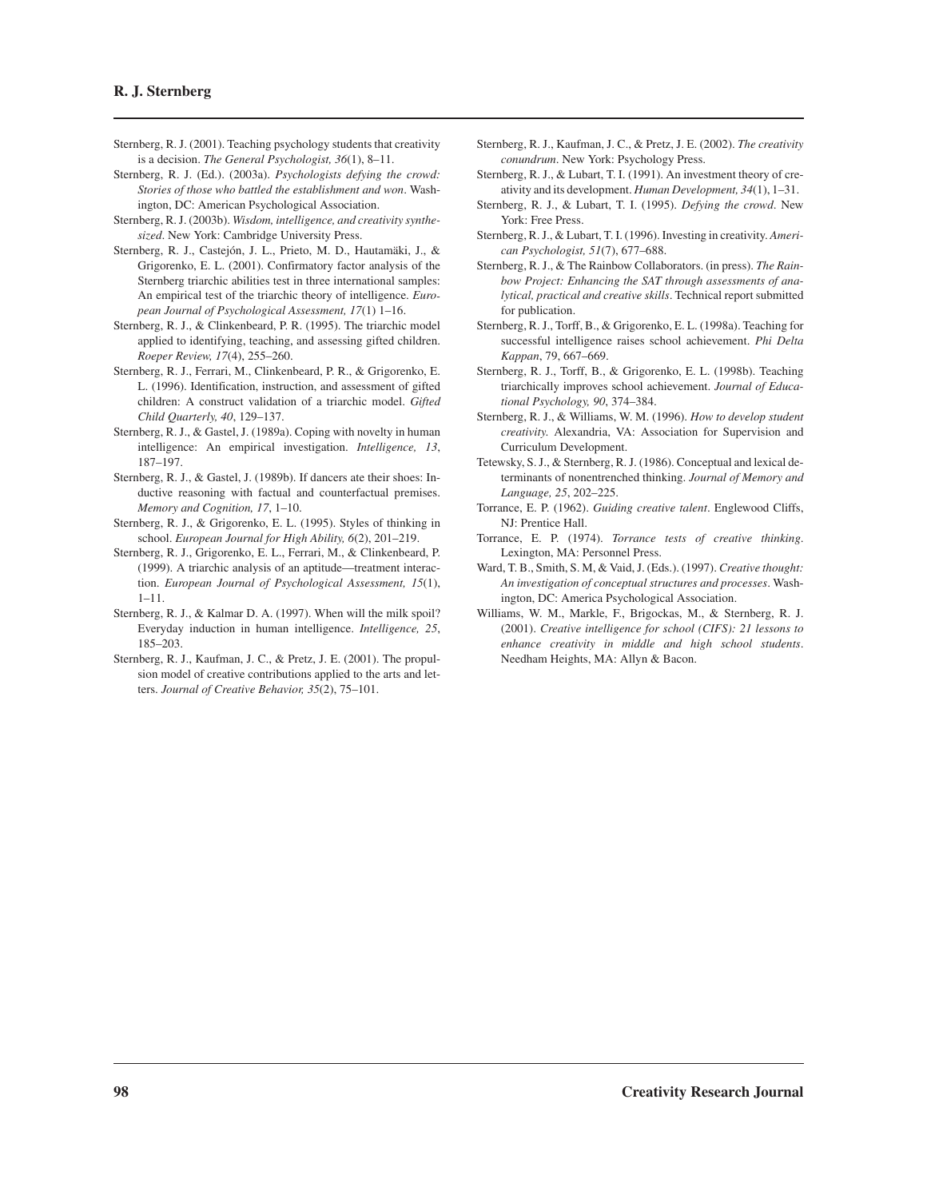Sternberg, R. J. (2001). Teaching psychology students that creativity is a decision. *The General Psychologist, 36*(1), 8–11.

Sternberg, R. J. (Ed.). (2003a). *Psychologists defying the crowd: Stories of those who battled the establishment and won*. Washington, DC: American Psychological Association.

Sternberg, R. J. (2003b). *Wisdom, intelligence, and creativity synthesized*. New York: Cambridge University Press.

Sternberg, R. J., Castejón, J. L., Prieto, M. D., Hautamäki, J., & Grigorenko, E. L. (2001). Confirmatory factor analysis of the Sternberg triarchic abilities test in three international samples: An empirical test of the triarchic theory of intelligence. *European Journal of Psychological Assessment, 17*(1) 1–16.

Sternberg, R. J., & Clinkenbeard, P. R. (1995). The triarchic model applied to identifying, teaching, and assessing gifted children. *Roeper Review, 17*(4), 255–260.

Sternberg, R. J., Ferrari, M., Clinkenbeard, P. R., & Grigorenko, E. L. (1996). Identification, instruction, and assessment of gifted children: A construct validation of a triarchic model. *Gifted Child Quarterly, 40*, 129–137.

Sternberg, R. J., & Gastel, J. (1989a). Coping with novelty in human intelligence: An empirical investigation. *Intelligence, 13*, 187–197.

Sternberg, R. J., & Gastel, J. (1989b). If dancers ate their shoes: Inductive reasoning with factual and counterfactual premises. *Memory and Cognition, 17*, 1–10.

Sternberg, R. J., & Grigorenko, E. L. (1995). Styles of thinking in school. *European Journal for High Ability, 6*(2), 201–219.

Sternberg, R. J., Grigorenko, E. L., Ferrari, M., & Clinkenbeard, P. (1999). A triarchic analysis of an aptitude—treatment interaction. *European Journal of Psychological Assessment, 15*(1), 1–11.

Sternberg, R. J., & Kalmar D. A. (1997). When will the milk spoil? Everyday induction in human intelligence. *Intelligence, 25*, 185–203.

Sternberg, R. J., Kaufman, J. C., & Pretz, J. E. (2001). The propulsion model of creative contributions applied to the arts and letters. *Journal of Creative Behavior, 35*(2), 75–101.

Sternberg, R. J., Kaufman, J. C., & Pretz, J. E. (2002). *The creativity conundrum*. New York: Psychology Press.

Sternberg, R. J., & Lubart, T. I. (1991). An investment theory of creativity and its development. *Human Development, 34*(1), 1–31.

Sternberg, R. J., & Lubart, T. I. (1995). *Defying the crowd*. New York: Free Press.

Sternberg, R. J., & Lubart, T. I. (1996). Investing in creativity. *American Psychologist, 51*(7), 677–688.

Sternberg, R. J., & The Rainbow Collaborators. (in press). *The Rainbow Project: Enhancing the SAT through assessments of analytical, practical and creative skills*. Technical report submitted for publication.

Sternberg, R. J., Torff, B., & Grigorenko, E. L. (1998a). Teaching for successful intelligence raises school achievement. *Phi Delta Kappan*, 79, 667–669.

Sternberg, R. J., Torff, B., & Grigorenko, E. L. (1998b). Teaching triarchically improves school achievement. *Journal of Educational Psychology, 90*, 374–384.

Sternberg, R. J., & Williams, W. M. (1996). *How to develop student creativity*. Alexandria, VA: Association for Supervision and Curriculum Development.

Tetewsky, S. J., & Sternberg, R. J. (1986). Conceptual and lexical determinants of nonentrenched thinking. *Journal of Memory and Language, 25*, 202–225.

Torrance, E. P. (1962). *Guiding creative talent*. Englewood Cliffs, NJ: Prentice Hall.

Torrance, E. P. (1974). *Torrance tests of creative thinking*. Lexington, MA: Personnel Press.

Ward, T. B., Smith, S. M, & Vaid, J. (Eds.). (1997). *Creative thought: An investigation of conceptual structures and processes*. Washington, DC: America Psychological Association.

Williams, W. M., Markle, F., Brigockas, M., & Sternberg, R. J. (2001). *Creative intelligence for school (CIFS): 21 lessons to enhance creativity in middle and high school students*. Needham Heights, MA: Allyn & Bacon.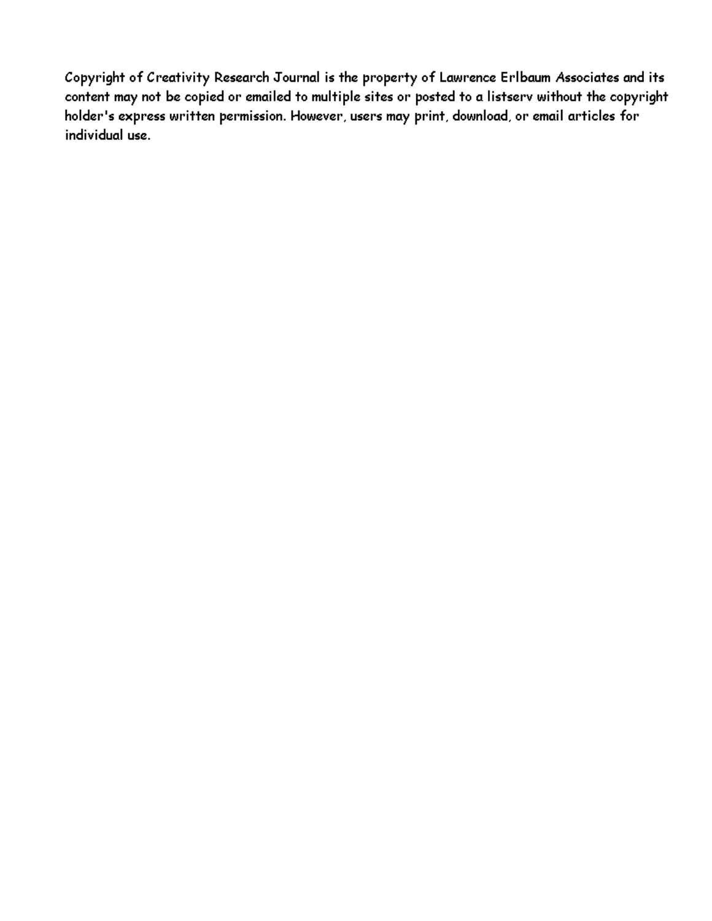Copyright of Creativity Research Journal is the property of Lawrence Erlbaum Associates and its content may not be copied or emailed to multiple sites or posted to a listserv without the copyright holder's express written permission. However, users may print, download, or email articles for individual use.